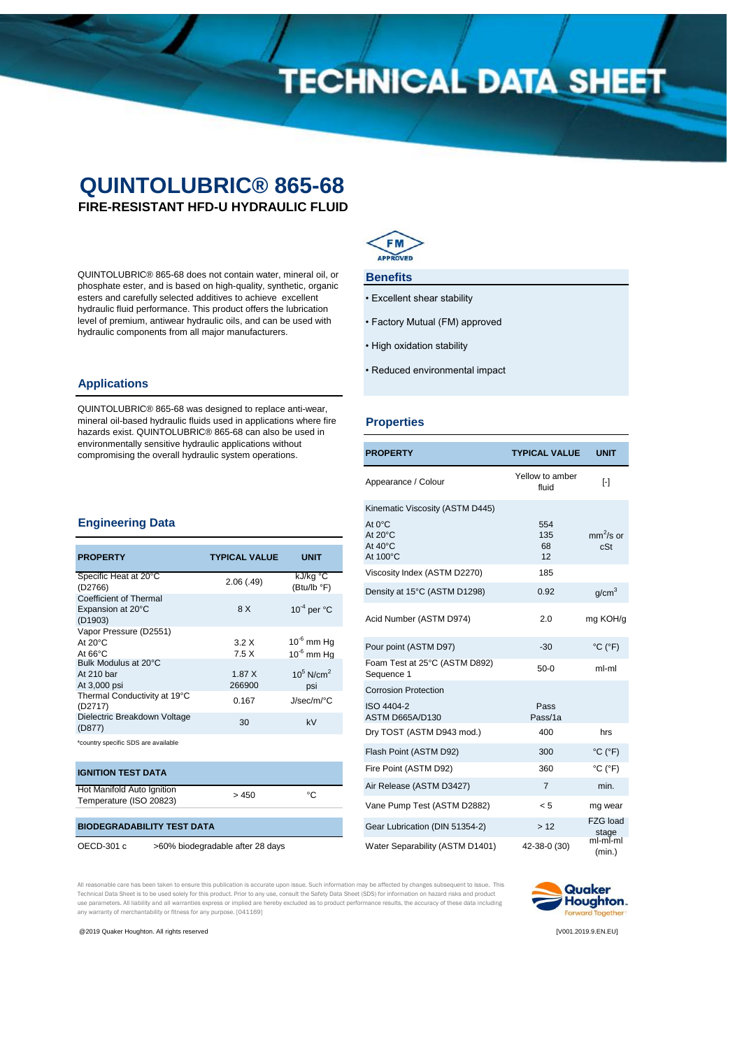# TECHNICAL DATA SHEET

## QUINTOLUBRIC® 865-68

**FIRE-RESISTANT HFD-U HYDRAULIC FLUID**

QUINTOLUBRIC® 865-68 does not contain water, mineral oil, or phosphate ester, and is based on high-quality, synthetic, organic esters and carefully selected additives to achieve excellent hydraulic fluid performance. This product offers the lubrication level of premium, antiwear hydraulic oils, and can be used with hydraulic components from all major manufacturers.

FM APPROVED

### Benefits

- Excellent shear stability
- Factory Mutual (FM) approved
- High oxidation stability
- Reduced environmental impact

### Applications

QUINTOLUBRIC® 865-68 was designed to replace anti-wear, mineral oil-based hydraulic fluids used in applications where fire hazards exist. QUINTOLUBRIC® 865-68 can also be used in environmentally sensitive hydraulic applications without compromising the overall hydraulic system operations.

### Engineering Data

| PROPERTY | TYPICAL VALUE | UNIT |
|---|---|---|
| Specific Heat at 20°C (D2766) | 2.06 (.49) | kJ/kg °C (Btu/lb °F) |
| Coefficient of Thermal Expansion at 20°C (D1903) | 8 X | $10^{-4}$ per °C |
| Vapor Pressure (D2551) At 20°C | 3.2 X | $10^{-6}$ mm Hg |
| Vapor Pressure (D2551) At 66°C | 7.5 X | $10^{-6}$ mm Hg |
| Bulk Modulus at 20°C At 210 bar | 1.87 X | $10^{5}$ N/cm$^2$ |
| Bulk Modulus at 20°C At 3,000 psi | 266900 | psi |
| Thermal Conductivity at 19°C (D2717) | 0.167 | J/sec/m/°C |
| Dielectric Breakdown Voltage (D877) | 30 | kV |

*country specific SDS are available

| IGNITION TEST DATA | | |
|---|---|---|
| Hot Manifold Auto Ignition Temperature (ISO 20823) | > 450 | °C |

| BIODEGRADABILITY TEST DATA | |
|---|---|
| OECD-301 c | >60% biodegradable after 28 days |

### Properties

| PROPERTY | TYPICAL VALUE | UNIT |
|---|---|---|
| Appearance / Colour | Yellow to amber fluid | [-] |
| Kinematic Viscosity (ASTM D445) | | |
| At 0°C | 554 | mm$^2$/s or cSt |
| At 20°C | 135 | mm$^2$/s or cSt |
| At 40°C | 68 | mm$^2$/s or cSt |
| At 100°C | 12 | mm$^2$/s or cSt |
| Viscosity Index (ASTM D2270) | 185 | |
| Density at 15°C (ASTM D1298) | 0.92 | g/cm$^3$ |
| Acid Number (ASTM D974) | 2.0 | mg KOH/g |
| Pour point (ASTM D97) | -30 | °C (°F) |
| Foam Test at 25°C (ASTM D892) Sequence 1 | 50-0 | ml-ml |
| Corrosion Protection | | |
| ISO 4404-2 | Pass | |
| ASTM D665A/D130 | Pass/1a | |
| Dry TOST (ASTM D943 mod.) | 400 | hrs |
| Flash Point (ASTM D92) | 300 | °C (°F) |
| Fire Point (ASTM D92) | 360 | °C (°F) |
| Air Release (ASTM D3427) | 7 | min. |
| Vane Pump Test (ASTM D2882) | < 5 | mg wear |
| Gear Lubrication (DIN 51354-2) | > 12 | FZG load stage |
| Water Separability (ASTM D1401) | 42-38-0 (30) | ml-ml-ml (min.) |

All reasonable care has been taken to ensure this publication is accurate upon issue. Such information may be affected by changes subsequent to issue. This Technical Data Sheet is to be used solely for this product. Prior to any use, consult the Safety Data Sheet (SDS) for information on hazard risks and product use parameters. All liability and all warranties express or implied are hereby excluded as to product performance results, the accuracy of these data including any warranty of merchantability or fitness for any purpose. [041169]

Quaker Houghton. Forward Together

@2019 Quaker Houghton. All rights reserved

[V001.2019.9.EN.EU]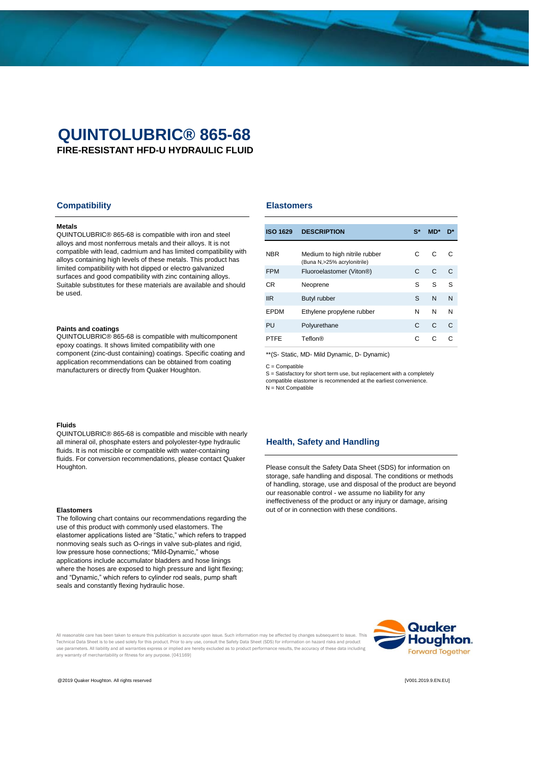# QUINTOLUBRIC® 865-68

**FIRE-RESISTANT HFD-U HYDRAULIC FLUID**

## Compatibility

### Metals

QUINTOLUBRIC® 865-68 is compatible with iron and steel alloys and most nonferrous metals and their alloys. It is not compatible with lead, cadmium and has limited compatibility with alloys containing high levels of these metals. This product has limited compatibility with hot dipped or electro galvanized surfaces and good compatibility with zinc containing alloys. Suitable substitutes for these materials are available and should be used.

### Paints and coatings

QUINTOLUBRIC® 865-68 is compatible with multicomponent epoxy coatings. It shows limited compatibility with one component (zinc-dust containing) coatings. Specific coating and application recommendations can be obtained from coating manufacturers or directly from Quaker Houghton.

### Fluids

QUINTOLUBRIC® 865-68 is compatible and miscible with nearly all mineral oil, phosphate esters and polyolester-type hydraulic fluids. It is not miscible or compatible with water-containing fluids. For conversion recommendations, please contact Quaker Houghton.

### Elastomers

The following chart contains our recommendations regarding the use of this product with commonly used elastomers. The elastomer applications listed are "Static," which refers to trapped nonmoving seals such as O-rings in valve sub-plates and rigid, low pressure hose connections; "Mild-Dynamic," whose applications include accumulator bladders and hose linings where the hoses are exposed to high pressure and light flexing; and "Dynamic," which refers to cylinder rod seals, pump shaft seals and constantly flexing hydraulic hose.

## Elastomers

| ISO 1629 | DESCRIPTION | S* | MD* | D* |
|---|---|---|---|---|
| NBR | Medium to high nitrile rubber (Buna N,>25% acrylonitrile) | C | C | C |
| FPM | Fluoroelastomer (Viton®) | C | C | C |
| CR | Neoprene | S | S | S |
| IIR | Butyl rubber | S | N | N |
| EPDM | Ethylene propylene rubber | N | N | N |
| PU | Polyurethane | C | C | C |
| PTFE | Teflon® | C | C | C |

**(S- Static, MD- Mild Dynamic, D- Dynamic)

C = Compatible
S = Satisfactory for short term use, but replacement with a completely compatible elastomer is recommended at the earliest convenience.
N = Not Compatible

## Health, Safety and Handling

Please consult the Safety Data Sheet (SDS) for information on storage, safe handling and disposal. The conditions or methods of handling, storage, use and disposal of the product are beyond our reasonable control - we assume no liability for any ineffectiveness of the product or any injury or damage, arising out of or in connection with these conditions.

All reasonable care has been taken to ensure this publication is accurate upon issue. Such information may be affected by changes subsequent to issue. This Technical Data Sheet is to be used solely for this product. Prior to any use, consult the Safety Data Sheet (SDS) for information on hazard risks and product use parameters. All liability and all warranties express or implied are hereby excluded as to product performance results, the accuracy of these data including any warranty of merchantability or fitness for any purpose. [041169]

Quaker Houghton. Forward Together

@2019 Quaker Houghton. All rights reserved

[V001.2019.9.EN.EU]